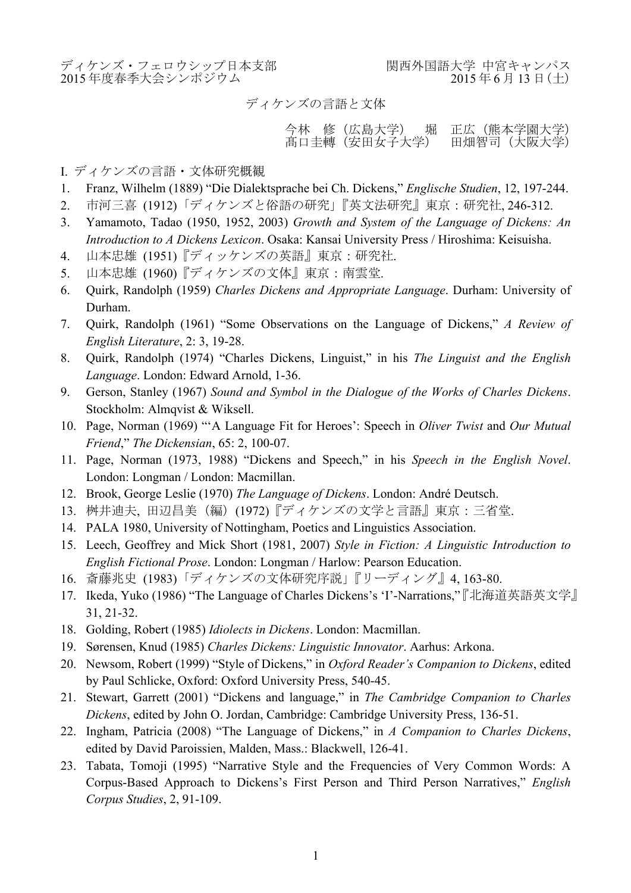ディケンズ・フェロウシップ日本支部　　　　　　　　関西外国語大学 中宮キャンパス
2015 年度春季大会シンポジウム　　　　　　　　　　2015 年 6 月 13 日（土）

# ディケンズの言語と文体

今林　修（広島大学）　堀　正広（熊本学園大学）
髙口圭轉（安田女子大学）　田畑智司（大阪大学）

## I. ディケンズの言語・文体研究概観

1. Franz, Wilhelm (1889) "Die Dialektsprache bei Ch. Dickens," *Englische Studien*, 12, 197-244.
2. 市河三喜 (1912)「ディケンズと俗語の研究」『英文法研究』東京：研究社, 246-312.
3. Yamamoto, Tadao (1950, 1952, 2003) *Growth and System of the Language of Dickens: An Introduction to A Dickens Lexicon*. Osaka: Kansai University Press / Hiroshima: Keisuisha.
4. 山本忠雄 (1951)『ディッケンズの英語』東京：研究社.
5. 山本忠雄 (1960)『ディケンズの文体』東京：南雲堂.
6. Quirk, Randolph (1959) *Charles Dickens and Appropriate Language*. Durham: University of Durham.
7. Quirk, Randolph (1961) "Some Observations on the Language of Dickens," *A Review of English Literature*, 2: 3, 19-28.
8. Quirk, Randolph (1974) "Charles Dickens, Linguist," in his *The Linguist and the English Language*. London: Edward Arnold, 1-36.
9. Gerson, Stanley (1967) *Sound and Symbol in the Dialogue of the Works of Charles Dickens*. Stockholm: Almqvist & Wiksell.
10. Page, Norman (1969) "'A Language Fit for Heroes': Speech in *Oliver Twist* and *Our Mutual Friend*," *The Dickensian*, 65: 2, 100-07.
11. Page, Norman (1973, 1988) "Dickens and Speech," in his *Speech in the English Novel*. London: Longman / London: Macmillan.
12. Brook, George Leslie (1970) *The Language of Dickens*. London: André Deutsch.
13. 桝井迪夫, 田辺昌美（編）(1972)『ディケンズの文学と言語』東京：三省堂.
14. PALA 1980, University of Nottingham, Poetics and Linguistics Association.
15. Leech, Geoffrey and Mick Short (1981, 2007) *Style in Fiction: A Linguistic Introduction to English Fictional Prose*. London: Longman / Harlow: Pearson Education.
16. 斎藤兆史 (1983)「ディケンズの文体研究序説」『リーディング』4, 163-80.
17. Ikeda, Yuko (1986) "The Language of Charles Dickens's 'I'-Narrations,"『北海道英語英文学』31, 21-32.
18. Golding, Robert (1985) *Idiolects in Dickens*. London: Macmillan.
19. Sørensen, Knud (1985) *Charles Dickens: Linguistic Innovator*. Aarhus: Arkona.
20. Newsom, Robert (1999) "Style of Dickens," in *Oxford Reader's Companion to Dickens*, edited by Paul Schlicke, Oxford: Oxford University Press, 540-45.
21. Stewart, Garrett (2001) "Dickens and language," in *The Cambridge Companion to Charles Dickens*, edited by John O. Jordan, Cambridge: Cambridge University Press, 136-51.
22. Ingham, Patricia (2008) "The Language of Dickens," in *A Companion to Charles Dickens*, edited by David Paroissien, Malden, Mass.: Blackwell, 126-41.
23. Tabata, Tomoji (1995) "Narrative Style and the Frequencies of Very Common Words: A Corpus-Based Approach to Dickens's First Person and Third Person Narratives," *English Corpus Studies*, 2, 91-109.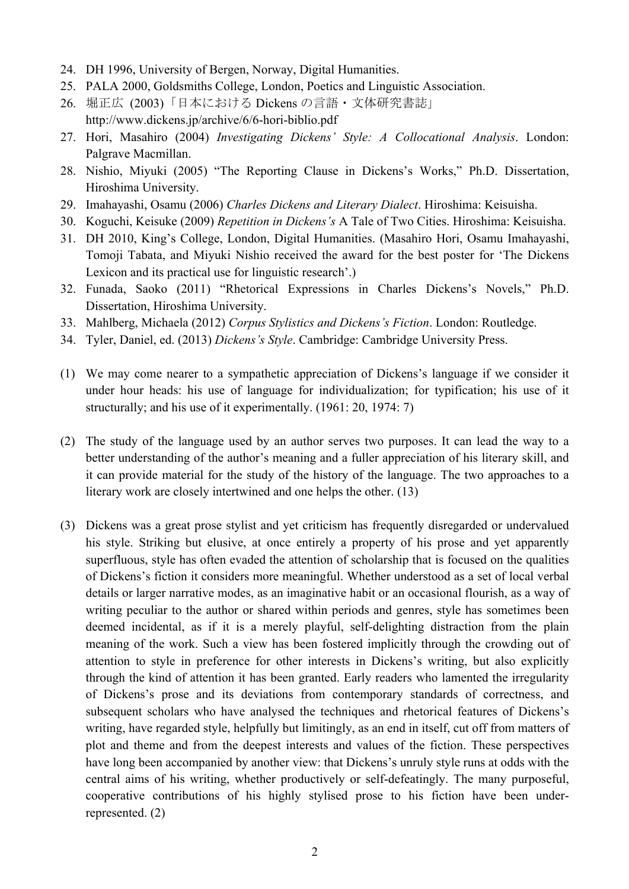24. DH 1996, University of Bergen, Norway, Digital Humanities.
25. PALA 2000, Goldsmiths College, London, Poetics and Linguistic Association.
26. 堀正広 (2003)「日本における Dickens の言語・文体研究書誌」 http://www.dickens.jp/archive/6/6-hori-biblio.pdf
27. Hori, Masahiro (2004) *Investigating Dickens' Style: A Collocational Analysis*. London: Palgrave Macmillan.
28. Nishio, Miyuki (2005) "The Reporting Clause in Dickens's Works," Ph.D. Dissertation, Hiroshima University.
29. Imahayashi, Osamu (2006) *Charles Dickens and Literary Dialect*. Hiroshima: Keisuisha.
30. Koguchi, Keisuke (2009) *Repetition in Dickens's* A Tale of Two Cities. Hiroshima: Keisuisha.
31. DH 2010, King's College, London, Digital Humanities. (Masahiro Hori, Osamu Imahayashi, Tomoji Tabata, and Miyuki Nishio received the award for the best poster for 'The Dickens Lexicon and its practical use for linguistic research'.)
32. Funada, Saoko (2011) "Rhetorical Expressions in Charles Dickens's Novels," Ph.D. Dissertation, Hiroshima University.
33. Mahlberg, Michaela (2012) *Corpus Stylistics and Dickens's Fiction*. London: Routledge.
34. Tyler, Daniel, ed. (2013) *Dickens's Style*. Cambridge: Cambridge University Press.

(1) We may come nearer to a sympathetic appreciation of Dickens's language if we consider it under hour heads: his use of language for individualization; for typification; his use of it structurally; and his use of it experimentally. (1961: 20, 1974: 7)

(2) The study of the language used by an author serves two purposes. It can lead the way to a better understanding of the author's meaning and a fuller appreciation of his literary skill, and it can provide material for the study of the history of the language. The two approaches to a literary work are closely intertwined and one helps the other. (13)

(3) Dickens was a great prose stylist and yet criticism has frequently disregarded or undervalued his style. Striking but elusive, at once entirely a property of his prose and yet apparently superfluous, style has often evaded the attention of scholarship that is focused on the qualities of Dickens's fiction it considers more meaningful. Whether understood as a set of local verbal details or larger narrative modes, as an imaginative habit or an occasional flourish, as a way of writing peculiar to the author or shared within periods and genres, style has sometimes been deemed incidental, as if it is a merely playful, self-delighting distraction from the plain meaning of the work. Such a view has been fostered implicitly through the crowding out of attention to style in preference for other interests in Dickens's writing, but also explicitly through the kind of attention it has been granted. Early readers who lamented the irregularity of Dickens's prose and its deviations from contemporary standards of correctness, and subsequent scholars who have analysed the techniques and rhetorical features of Dickens's writing, have regarded style, helpfully but limitingly, as an end in itself, cut off from matters of plot and theme and from the deepest interests and values of the fiction. These perspectives have long been accompanied by another view: that Dickens's unruly style runs at odds with the central aims of his writing, whether productively or self-defeatingly. The many purposeful, cooperative contributions of his highly stylised prose to his fiction have been under-represented. (2)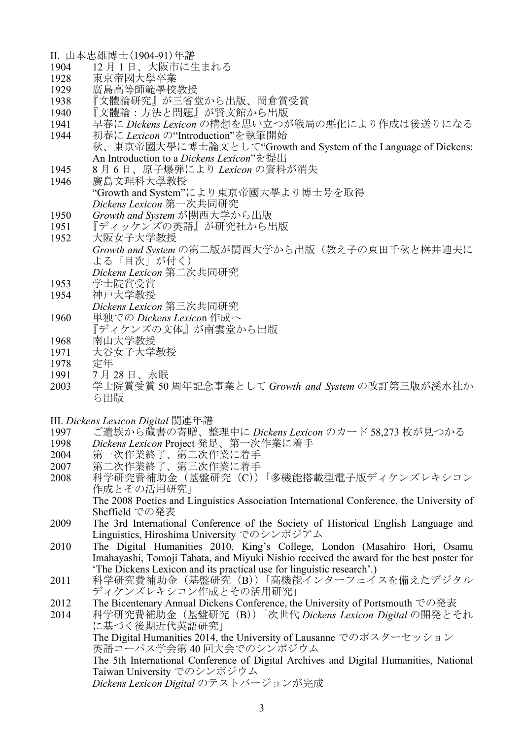## II. 山本忠雄博士(1904-91)年譜

| | |
|---|---|
| 1904 | 12 月 1 日、大阪市に生まれる |
| 1928 | 東京帝國大學卒業 |
| 1929 | 廣島高等師範學校教授 |
| 1938 | 『文體論研究』が三省堂から出版、岡倉賞受賞 |
| 1940 | 『文體論：方法と問題』が賢文館から出版 |
| 1941 | 早春に *Dickens Lexicon* の構想を思い立つが戦局の悪化により作成は後送りになる |
| 1944 | 初春に *Lexicon* の“Introduction”を執筆開始<br>秋、東京帝國大學に博士論文として“Growth and System of the Language of Dickens: An Introduction to a *Dickens Lexicon*”を提出 |
| 1945 | 8 月 6 日、原子爆弾により *Lexicon* の資料が消失 |
| 1946 | 廣島文理科大學教授<br>“Growth and System”により東京帝國大學より博士号を取得<br>*Dickens Lexicon* 第一次共同研究 |
| 1950 | *Growth and System* が関西大学から出版 |
| 1951 | 『ディッケンズの英語』が研究社から出版 |
| 1952 | 大阪女子大学教授<br>*Growth and System* の第二版が関西大学から出版（教え子の東田千秋と桝井迪夫による「目次」が付く）<br>*Dickens Lexicon* 第二次共同研究 |
| 1953 | 学士院賞受賞 |
| 1954 | 神戸大学教授<br>*Dickens Lexicon* 第三次共同研究 |
| 1960 | 単独での *Dickens Lexico*n 作成へ<br>『ディケンズの文体』が南雲堂から出版 |
| 1968 | 南山大学教授 |
| 1971 | 大谷女子大学教授 |
| 1978 | 定年 |
| 1991 | 7 月 28 日、永眠 |
| 2003 | 学士院賞受賞 50 周年記念事業として *Growth and System* の改訂第三版が溪水社から出版 |

## III. *Dickens Lexicon Digital* 関連年譜

| | |
|---|---|
| 1997 | ご遺族から蔵書の寄贈、整理中に *Dickens Lexicon* のカード 58,273 枚が見つかる |
| 1998 | *Dickens Lexicon* Project 発足、第一次作業に着手 |
| 2004 | 第一次作業終了、第二次作業に着手 |
| 2007 | 第二次作業終了、第三次作業に着手 |
| 2008 | 科学研究費補助金（基盤研究（C））「多機能搭載型電子版ディケンズレキシコン作成とその活用研究」<br>The 2008 Poetics and Linguistics Association International Conference, the University of Sheffield での発表 |
| 2009 | The 3rd International Conference of the Society of Historical English Language and Linguistics, Hiroshima University でのシンポジアム |
| 2010 | The Digital Humanities 2010, King’s College, London (Masahiro Hori, Osamu Imahayashi, Tomoji Tabata, and Miyuki Nishio received the award for the best poster for ‘The Dickens Lexicon and its practical use for linguistic research’.) |
| 2011 | 科学研究費補助金（基盤研究（B））「高機能インターフェイスを備えたデジタルディケンズレキシコン作成とその活用研究」 |
| 2012 | The Bicentenary Annual Dickens Conference, the University of Portsmouth での発表 |
| 2014 | 科学研究費補助金（基盤研究（B））「次世代 *Dickens Lexicon Digital* の開発とそれに基づく後期近代英語研究」<br>The Digital Humanities 2014, the University of Lausanne でのポスターセッション<br>英語コーパス学会第 40 回大会でのシンポジウム<br>The 5th International Conference of Digital Archives and Digital Humanities, National Taiwan University でのシンポジウム<br>*Dickens Lexicon Digital* のテストバージョンが完成 |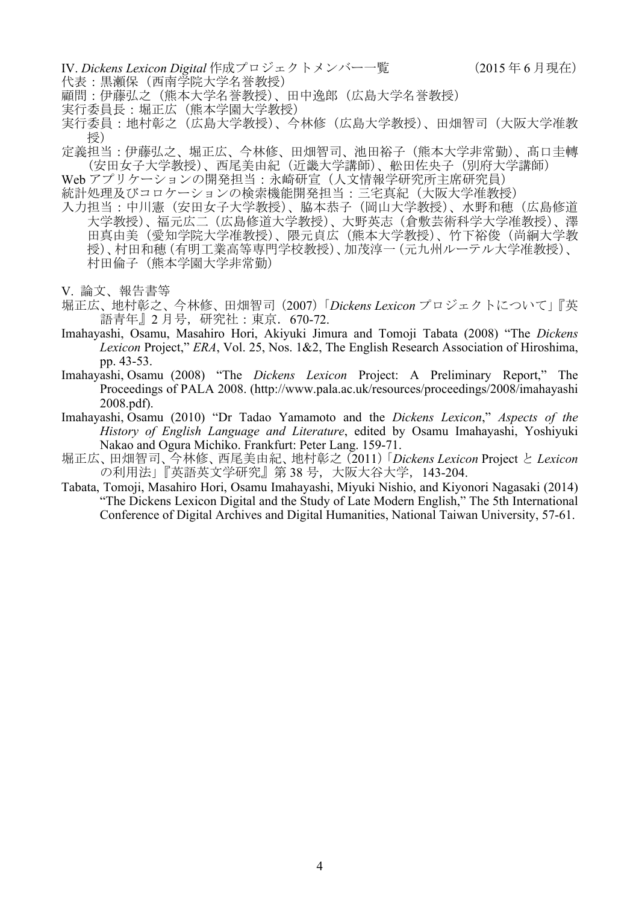IV. *Dickens Lexicon Digital* 作成プロジェクトメンバー一覧　　　　　　　　(2015 年 6 月現在)

代表：黒瀬保（西南学院大学名誉教授）

顧問：伊藤弘之（熊本大学名誉教授）、田中逸郎（広島大学名誉教授）

実行委員長：堀正広（熊本学園大学教授）

実行委員：地村彰之（広島大学教授）、今林修（広島大学教授）、田畑智司（大阪大学准教授）

定義担当：伊藤弘之、堀正広、今林修、田畑智司、池田裕子（熊本大学非常勤）、髙口圭轉（安田女子大学教授）、西尾美由紀（近畿大学講師）、舩田佐央子（別府大学講師）

Web アプリケーションの開発担当：永崎研宣（人文情報学研究所主席研究員）

統計処理及びコロケーションの検索機能開発担当：三宅真紀（大阪大学准教授）

入力担当：中川憲（安田女子大学教授）、脇本恭子（岡山大学教授）、水野和穂（広島修道大学教授）、福元広二（広島修道大学教授）、大野英志（倉敷芸術科学大学准教授）、澤田真由美（愛知学院大学准教授）、隈元貞広（熊本大学教授）、竹下裕俊（尚絅大学教授）、村田和穂（有明工業高等専門学校教授）、加茂淳一（元九州ルーテル大学准教授）、村田倫子（熊本学園大学非常勤）

V. 論文、報告書等

堀正広、地村彰之、今林修、田畑智司（2007）「*Dickens Lexicon* プロジェクトについて」『英語青年』2 月号，研究社：東京．670-72.

Imahayashi, Osamu, Masahiro Hori, Akiyuki Jimura and Tomoji Tabata (2008) "The *Dickens Lexicon* Project," *ERA*, Vol. 25, Nos. 1&2, The English Research Association of Hiroshima, pp. 43-53.

Imahayashi, Osamu (2008) "The *Dickens Lexicon* Project: A Preliminary Report," The Proceedings of PALA 2008. (http://www.pala.ac.uk/resources/proceedings/2008/imahayashi2008.pdf).

Imahayashi, Osamu (2010) "Dr Tadao Yamamoto and the *Dickens Lexicon*," *Aspects of the History of English Language and Literature*, edited by Osamu Imahayashi, Yoshiyuki Nakao and Ogura Michiko. Frankfurt: Peter Lang. 159-71.

堀正広、田畑智司、今林修、西尾美由紀、地村彰之（2011）「*Dickens Lexicon* Project と *Lexicon* の利用法」『英語英文学研究』第 38 号，大阪大谷大学，143-204.

Tabata, Tomoji, Masahiro Hori, Osamu Imahayashi, Miyuki Nishio, and Kiyonori Nagasaki (2014) "The Dickens Lexicon Digital and the Study of Late Modern English," The 5th International Conference of Digital Archives and Digital Humanities, National Taiwan University, 57-61.